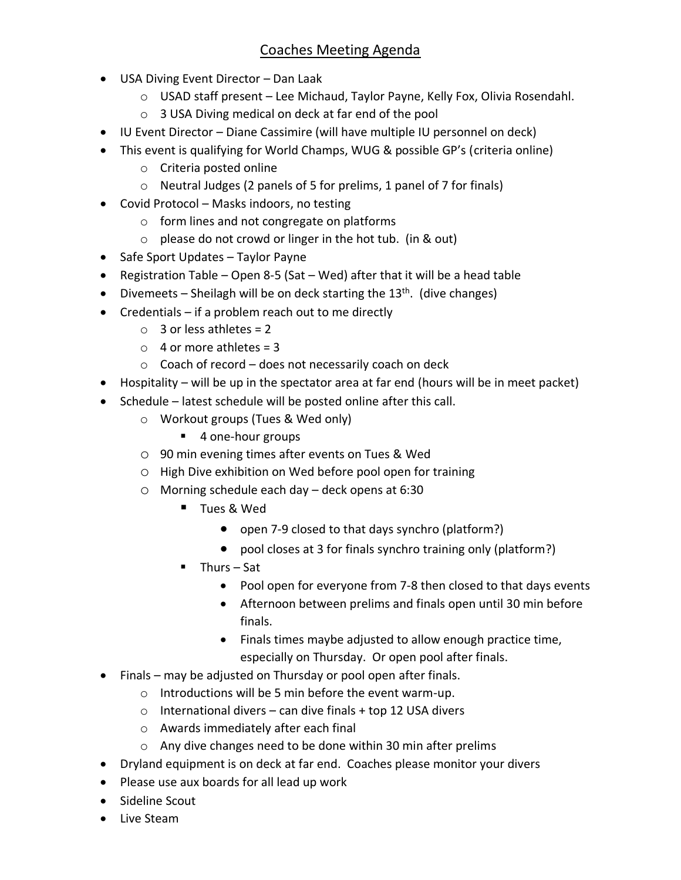# Coaches Meeting Agenda

- USA Diving Event Director – Dan Laak
  - USAD staff present – Lee Michaud, Taylor Payne, Kelly Fox, Olivia Rosendahl.
  - 3 USA Diving medical on deck at far end of the pool
- IU Event Director – Diane Cassimire (will have multiple IU personnel on deck)
- This event is qualifying for World Champs, WUG & possible GP's (criteria online)
  - Criteria posted online
  - Neutral Judges (2 panels of 5 for prelims, 1 panel of 7 for finals)
- Covid Protocol – Masks indoors, no testing
  - form lines and not congregate on platforms
  - please do not crowd or linger in the hot tub. (in & out)
- Safe Sport Updates – Taylor Payne
- Registration Table – Open 8-5 (Sat – Wed) after that it will be a head table
- Divemeets – Sheilagh will be on deck starting the 13th. (dive changes)
- Credentials – if a problem reach out to me directly
  - 3 or less athletes = 2
  - 4 or more athletes = 3
  - Coach of record – does not necessarily coach on deck
- Hospitality – will be up in the spectator area at far end (hours will be in meet packet)
- Schedule – latest schedule will be posted online after this call.
  - Workout groups (Tues & Wed only)
    - 4 one-hour groups
  - 90 min evening times after events on Tues & Wed
  - High Dive exhibition on Wed before pool open for training
  - Morning schedule each day – deck opens at 6:30
    - Tues & Wed
      - open 7-9 closed to that days synchro (platform?)
      - pool closes at 3 for finals synchro training only (platform?)
    - Thurs – Sat
      - Pool open for everyone from 7-8 then closed to that days events
      - Afternoon between prelims and finals open until 30 min before finals.
      - Finals times maybe adjusted to allow enough practice time, especially on Thursday. Or open pool after finals.
- Finals – may be adjusted on Thursday or pool open after finals.
  - Introductions will be 5 min before the event warm-up.
  - International divers – can dive finals + top 12 USA divers
  - Awards immediately after each final
  - Any dive changes need to be done within 30 min after prelims
- Dryland equipment is on deck at far end. Coaches please monitor your divers
- Please use aux boards for all lead up work
- Sideline Scout
- Live Steam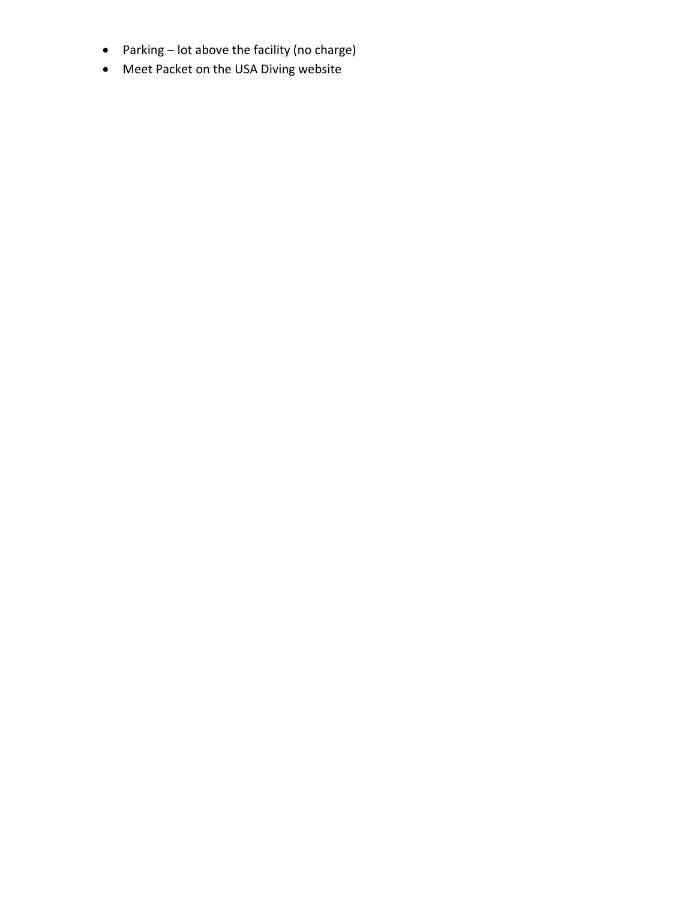- Parking – lot above the facility (no charge)
- Meet Packet on the USA Diving website